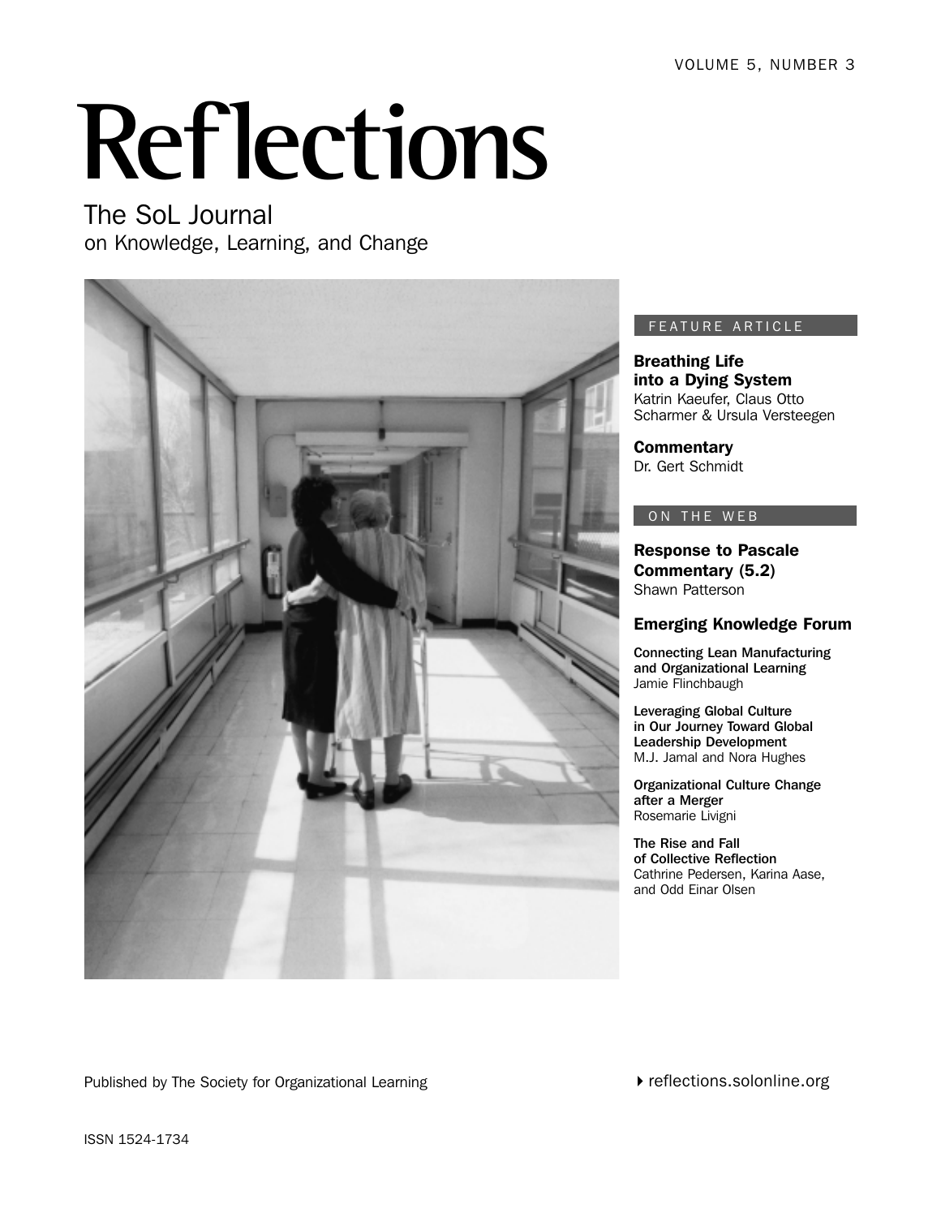VOLUME 5, NUMBER 3

# Reflections

## The SoL Journal
on Knowledge, Learning, and Change

FEATURE ARTICLE

**Breathing Life into a Dying System**
Katrin Kaeufer, Claus Otto Scharmer & Ursula Versteegen

**Commentary**
Dr. Gert Schmidt

ON THE WEB

**Response to Pascale Commentary (5.2)**
Shawn Patterson

**Emerging Knowledge Forum**

**Connecting Lean Manufacturing and Organizational Learning**
Jamie Flinchbaugh

**Leveraging Global Culture in Our Journey Toward Global Leadership Development**
M.J. Jamal and Nora Hughes

**Organizational Culture Change after a Merger**
Rosemarie Livigni

**The Rise and Fall of Collective Reflection**
Cathrine Pedersen, Karina Aase, and Odd Einar Olsen

Published by The Society for Organizational Learning

reflections.solonline.org

ISSN 1524-1734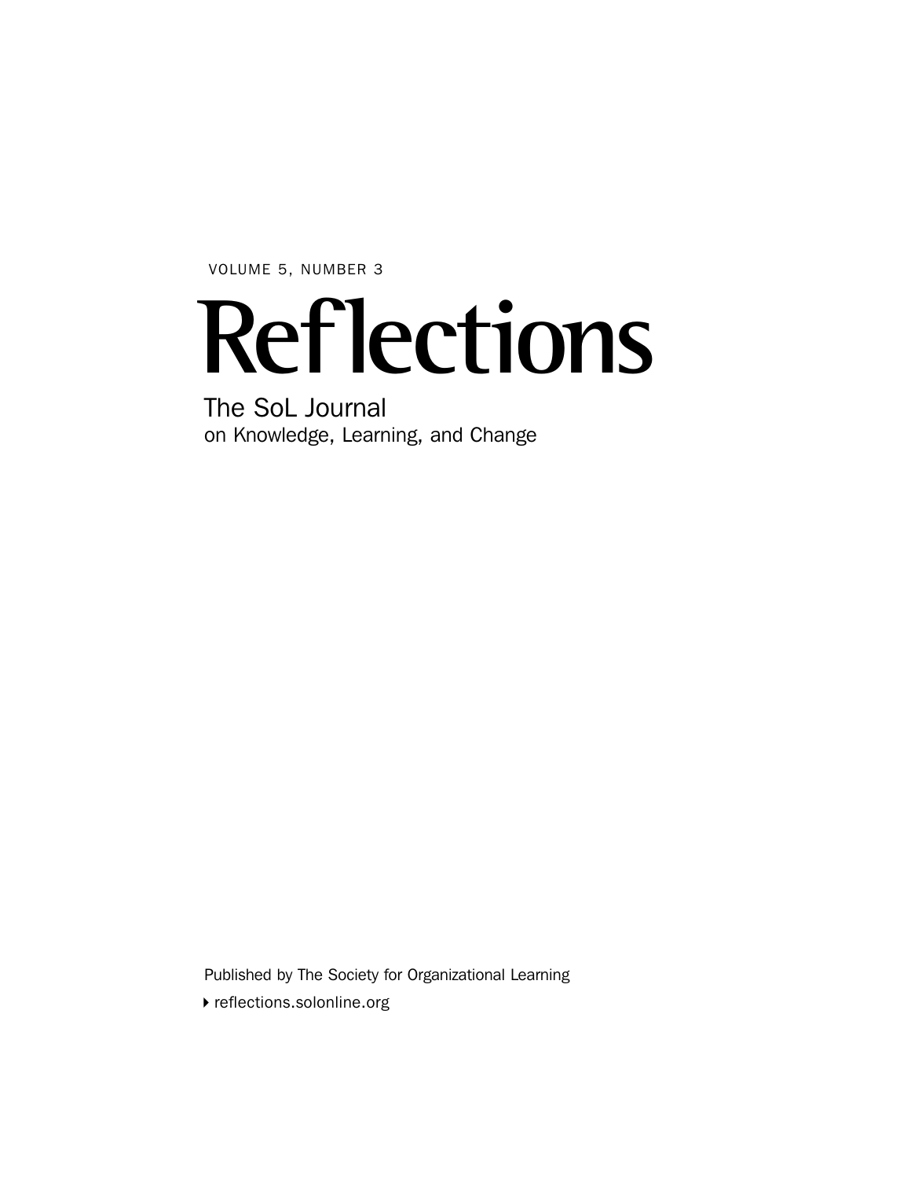VOLUME 5, NUMBER 3

# Reflections

The SoL Journal
on Knowledge, Learning, and Change

Published by The Society for Organizational Learning

▸ reflections.solonline.org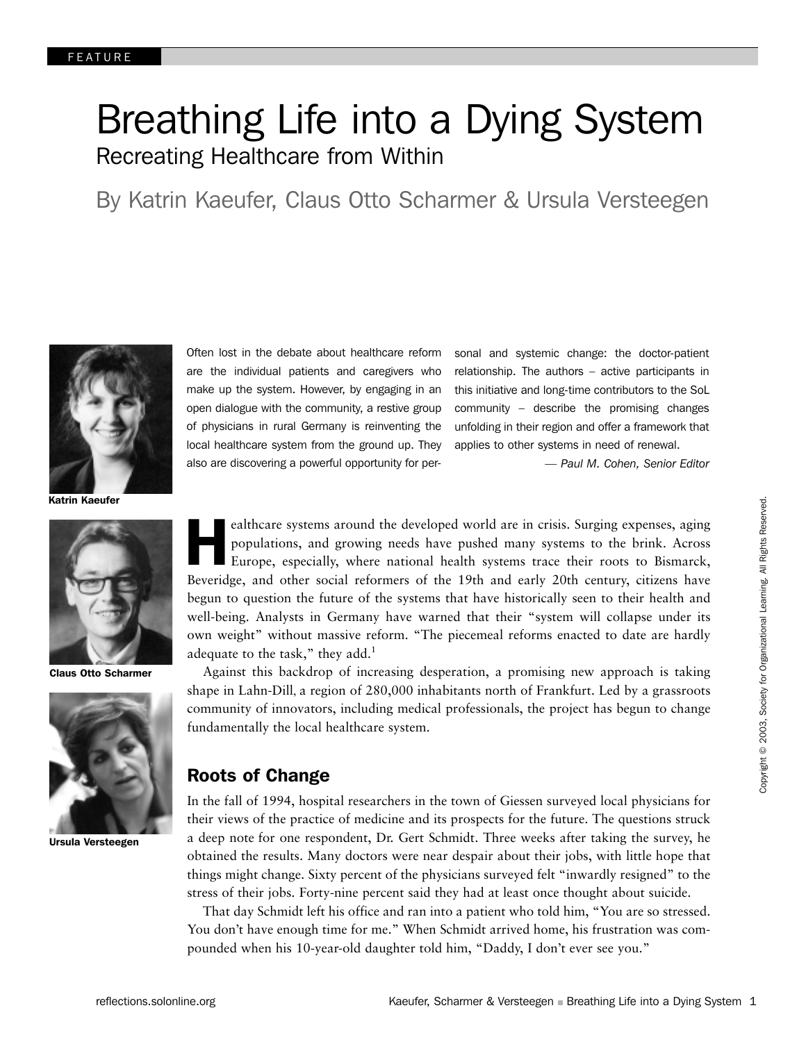FEATURE

# Breathing Life into a Dying System

## Recreating Healthcare from Within

By Katrin Kaeufer, Claus Otto Scharmer & Ursula Versteegen

Katrin Kaeufer

Claus Otto Scharmer

Ursula Versteegen

Often lost in the debate about healthcare reform are the individual patients and caregivers who make up the system. However, by engaging in an open dialogue with the community, a restive group of physicians in rural Germany is reinventing the local healthcare system from the ground up. They also are discovering a powerful opportunity for personal and systemic change: the doctor-patient relationship. The authors – active participants in this initiative and long-time contributors to the SoL community – describe the promising changes unfolding in their region and offer a framework that applies to other systems in need of renewal.

*— Paul M. Cohen, Senior Editor*

Healthcare systems around the developed world are in crisis. Surging expenses, aging populations, and growing needs have pushed many systems to the brink. Across Europe, especially, where national health systems trace their roots to Bismarck, Beveridge, and other social reformers of the 19th and early 20th century, citizens have begun to question the future of the systems that have historically seen to their health and well-being. Analysts in Germany have warned that their "system will collapse under its own weight" without massive reform. "The piecemeal reforms enacted to date are hardly adequate to the task," they add.[1]

Against this backdrop of increasing desperation, a promising new approach is taking shape in Lahn-Dill, a region of 280,000 inhabitants north of Frankfurt. Led by a grassroots community of innovators, including medical professionals, the project has begun to change fundamentally the local healthcare system.

## Roots of Change

In the fall of 1994, hospital researchers in the town of Giessen surveyed local physicians for their views of the practice of medicine and its prospects for the future. The questions struck a deep note for one respondent, Dr. Gert Schmidt. Three weeks after taking the survey, he obtained the results. Many doctors were near despair about their jobs, with little hope that things might change. Sixty percent of the physicians surveyed felt "inwardly resigned" to the stress of their jobs. Forty-nine percent said they had at least once thought about suicide.

That day Schmidt left his office and ran into a patient who told him, "You are so stressed. You don't have enough time for me." When Schmidt arrived home, his frustration was compounded when his 10-year-old daughter told him, "Daddy, I don't ever see you."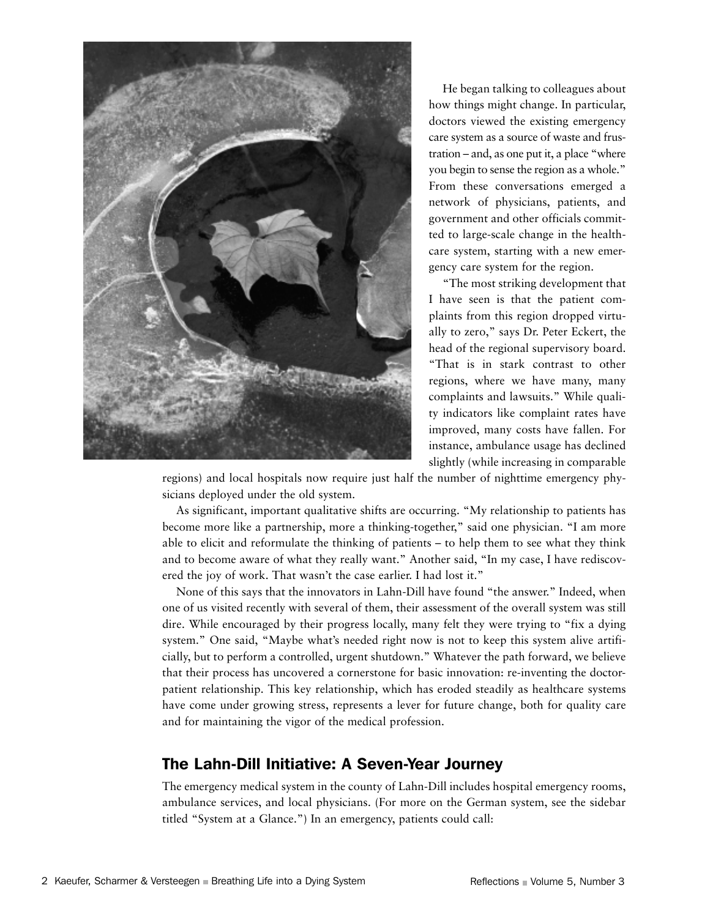He began talking to colleagues about how things might change. In particular, doctors viewed the existing emergency care system as a source of waste and frustration – and, as one put it, a place "where you begin to sense the region as a whole." From these conversations emerged a network of physicians, patients, and government and other officials committed to large-scale change in the healthcare system, starting with a new emergency care system for the region.

"The most striking development that I have seen is that the patient complaints from this region dropped virtually to zero," says Dr. Peter Eckert, the head of the regional supervisory board. "That is in stark contrast to other regions, where we have many, many complaints and lawsuits." While quality indicators like complaint rates have improved, many costs have fallen. For instance, ambulance usage has declined slightly (while increasing in comparable regions) and local hospitals now require just half the number of nighttime emergency physicians deployed under the old system.

As significant, important qualitative shifts are occurring. "My relationship to patients has become more like a partnership, more a thinking-together," said one physician. "I am more able to elicit and reformulate the thinking of patients – to help them to see what they think and to become aware of what they really want." Another said, "In my case, I have rediscovered the joy of work. That wasn't the case earlier. I had lost it."

None of this says that the innovators in Lahn-Dill have found "the answer." Indeed, when one of us visited recently with several of them, their assessment of the overall system was still dire. While encouraged by their progress locally, many felt they were trying to "fix a dying system." One said, "Maybe what's needed right now is not to keep this system alive artificially, but to perform a controlled, urgent shutdown." Whatever the path forward, we believe that their process has uncovered a cornerstone for basic innovation: re-inventing the doctor-patient relationship. This key relationship, which has eroded steadily as healthcare systems have come under growing stress, represents a lever for future change, both for quality care and for maintaining the vigor of the medical profession.

## The Lahn-Dill Initiative: A Seven-Year Journey

The emergency medical system in the county of Lahn-Dill includes hospital emergency rooms, ambulance services, and local physicians. (For more on the German system, see the sidebar titled "System at a Glance.") In an emergency, patients could call: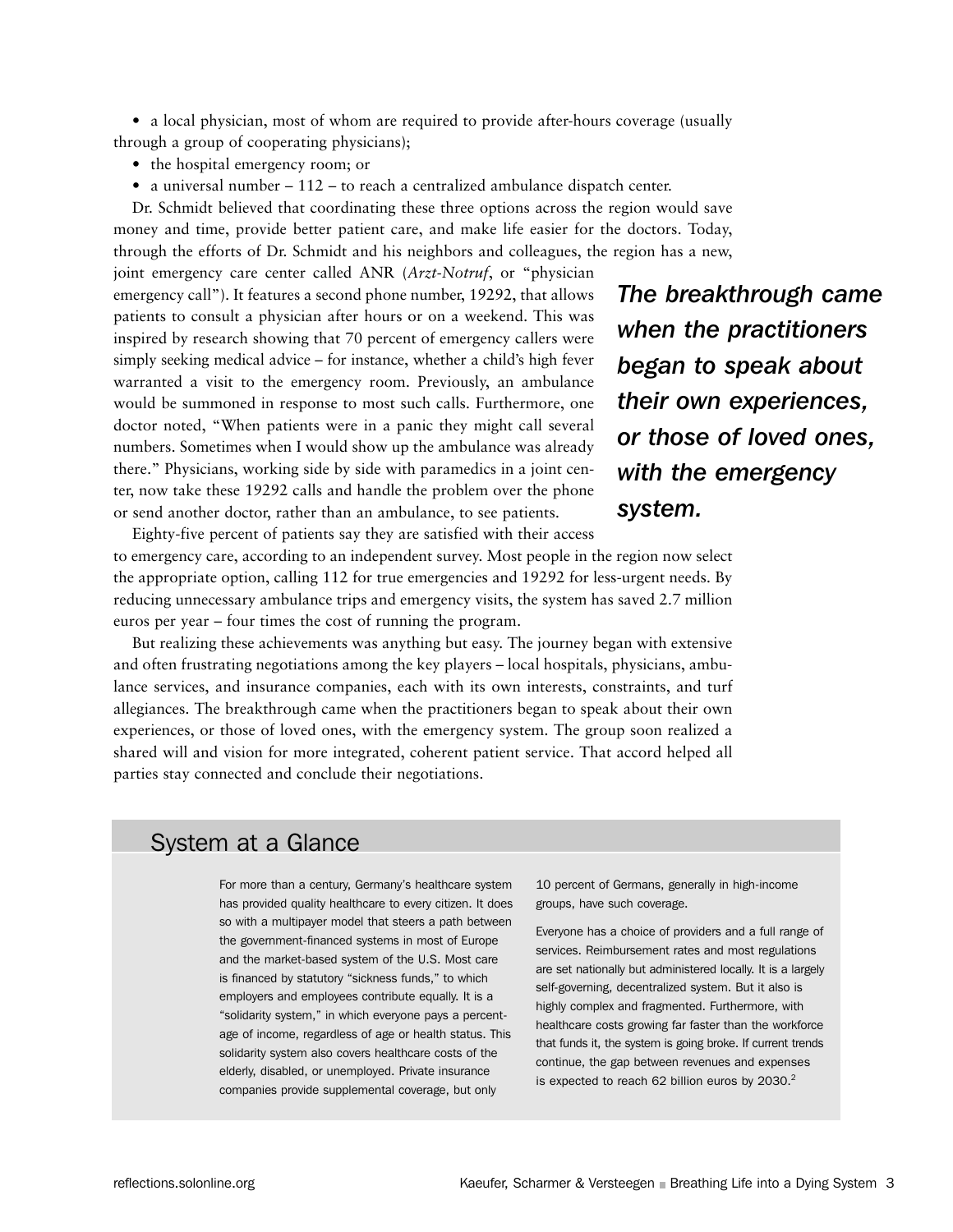- a local physician, most of whom are required to provide after-hours coverage (usually through a group of cooperating physicians);
- the hospital emergency room; or
- a universal number – 112 – to reach a centralized ambulance dispatch center.

Dr. Schmidt believed that coordinating these three options across the region would save money and time, provide better patient care, and make life easier for the doctors. Today, through the efforts of Dr. Schmidt and his neighbors and colleagues, the region has a new, joint emergency care center called ANR (*Arzt-Notruf*, or "physician emergency call"). It features a second phone number, 19292, that allows patients to consult a physician after hours or on a weekend. This was inspired by research showing that 70 percent of emergency callers were simply seeking medical advice – for instance, whether a child's high fever warranted a visit to the emergency room. Previously, an ambulance would be summoned in response to most such calls. Furthermore, one doctor noted, "When patients were in a panic they might call several numbers. Sometimes when I would show up the ambulance was already there." Physicians, working side by side with paramedics in a joint center, now take these 19292 calls and handle the problem over the phone or send another doctor, rather than an ambulance, to see patients.

> ***The breakthrough came when the practitioners began to speak about their own experiences, or those of loved ones, with the emergency system.***

Eighty-five percent of patients say they are satisfied with their access to emergency care, according to an independent survey. Most people in the region now select the appropriate option, calling 112 for true emergencies and 19292 for less-urgent needs. By reducing unnecessary ambulance trips and emergency visits, the system has saved 2.7 million euros per year – four times the cost of running the program.

But realizing these achievements was anything but easy. The journey began with extensive and often frustrating negotiations among the key players – local hospitals, physicians, ambulance services, and insurance companies, each with its own interests, constraints, and turf allegiances. The breakthrough came when the practitioners began to speak about their own experiences, or those of loved ones, with the emergency system. The group soon realized a shared will and vision for more integrated, coherent patient service. That accord helped all parties stay connected and conclude their negotiations.

## System at a Glance

For more than a century, Germany's healthcare system has provided quality healthcare to every citizen. It does so with a multipayer model that steers a path between the government-financed systems in most of Europe and the market-based system of the U.S. Most care is financed by statutory "sickness funds," to which employers and employees contribute equally. It is a "solidarity system," in which everyone pays a percentage of income, regardless of age or health status. This solidarity system also covers healthcare costs of the elderly, disabled, or unemployed. Private insurance companies provide supplemental coverage, but only 10 percent of Germans, generally in high-income groups, have such coverage.

Everyone has a choice of providers and a full range of services. Reimbursement rates and most regulations are set nationally but administered locally. It is a largely self-governing, decentralized system. But it also is highly complex and fragmented. Furthermore, with healthcare costs growing far faster than the workforce that funds it, the system is going broke. If current trends continue, the gap between revenues and expenses is expected to reach 62 billion euros by 2030.[2]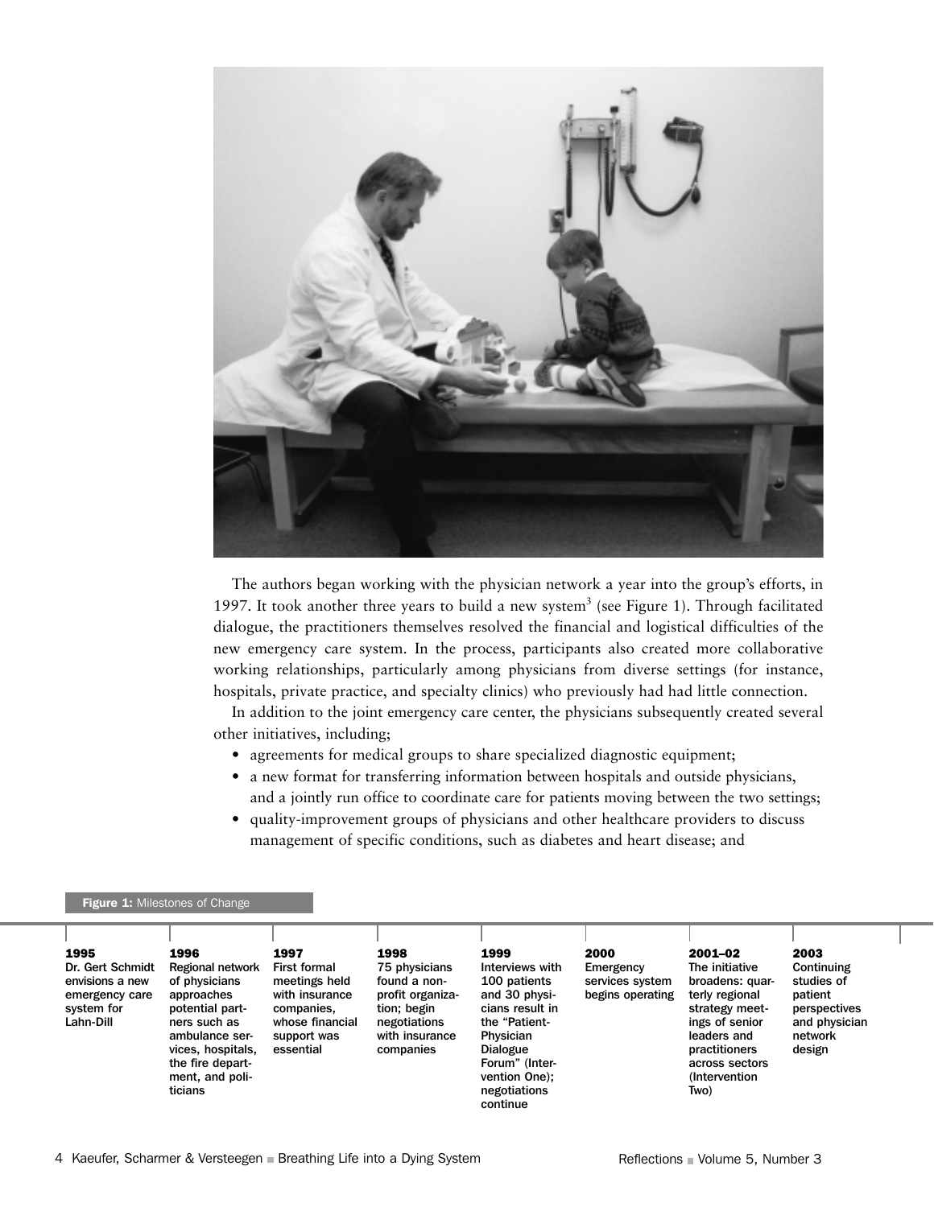The authors began working with the physician network a year into the group's efforts, in 1997. It took another three years to build a new system[3] (see Figure 1). Through facilitated dialogue, the practitioners themselves resolved the financial and logistical difficulties of the new emergency care system. In the process, participants also created more collaborative working relationships, particularly among physicians from diverse settings (for instance, hospitals, private practice, and specialty clinics) who previously had had little connection.

In addition to the joint emergency care center, the physicians subsequently created several other initiatives, including;

- agreements for medical groups to share specialized diagnostic equipment;
- a new format for transferring information between hospitals and outside physicians, and a jointly run office to coordinate care for patients moving between the two settings;
- quality-improvement groups of physicians and other healthcare providers to discuss management of specific conditions, such as diabetes and heart disease; and

**Figure 1:** Milestones of Change

| 1995 | 1996 | 1997 | 1998 | 1999 | 2000 | 2001–02 | 2003 |
|---|---|---|---|---|---|---|---|
| Dr. Gert Schmidt envisions a new emergency care system for Lahn-Dill | Regional network of physicians approaches potential partners such as ambulance services, hospitals, the fire department, and politicians | First formal meetings held with insurance companies, whose financial support was essential | 75 physicians found a non-profit organization; begin negotiations with insurance companies | Interviews with 100 patients and 30 physicians result in the "Patient-Physician Dialogue Forum" (Intervention One); negotiations continue | Emergency services system begins operating | The initiative broadens: quarterly regional strategy meetings of senior leaders and practitioners across sectors (Intervention Two) | Continuing studies of patient perspectives and physician network design |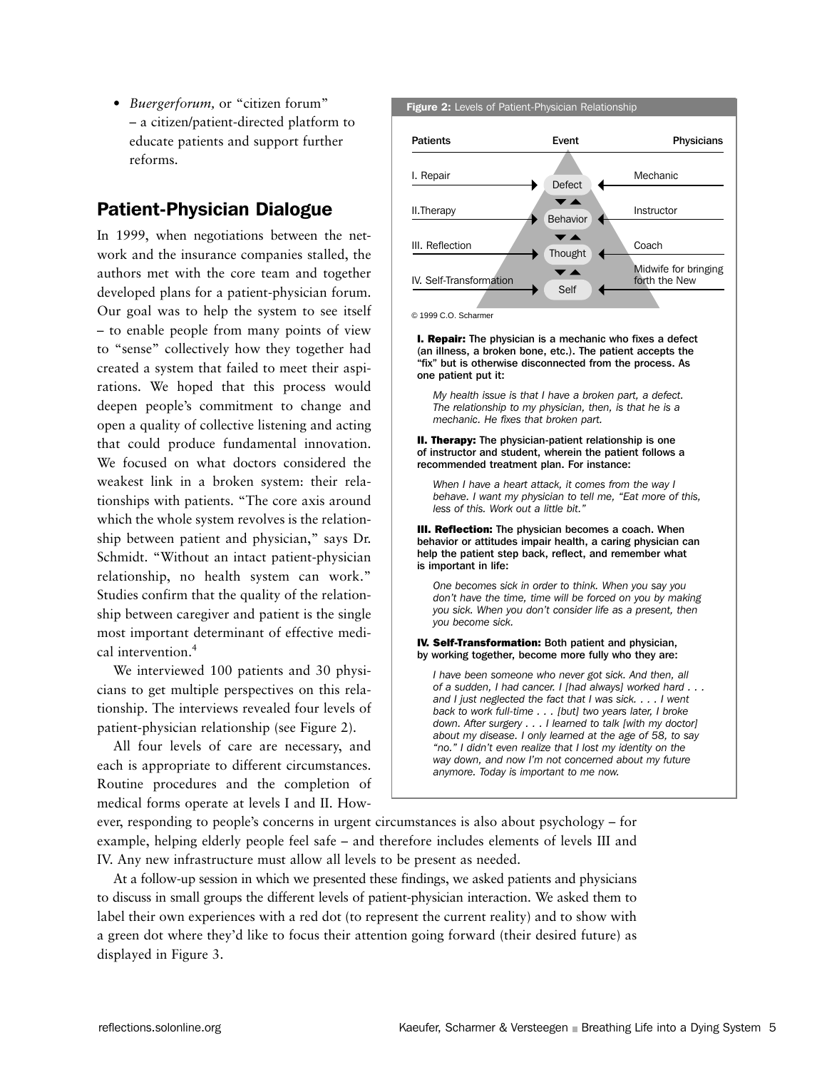- *Buergerforum*, or "citizen forum" – a citizen/patient-directed platform to educate patients and support further reforms.

## Patient-Physician Dialogue

In 1999, when negotiations between the network and the insurance companies stalled, the authors met with the core team and together developed plans for a patient-physician forum. Our goal was to help the system to see itself – to enable people from many points of view to "sense" collectively how they together had created a system that failed to meet their aspirations. We hoped that this process would deepen people's commitment to change and open a quality of collective listening and acting that could produce fundamental innovation. We focused on what doctors considered the weakest link in a broken system: their relationships with patients. "The core axis around which the whole system revolves is the relationship between patient and physician," says Dr. Schmidt. "Without an intact patient-physician relationship, no health system can work." Studies confirm that the quality of the relationship between caregiver and patient is the single most important determinant of effective medical intervention.[4]

We interviewed 100 patients and 30 physicians to get multiple perspectives on this relationship. The interviews revealed four levels of patient-physician relationship (see Figure 2).

All four levels of care are necessary, and each is appropriate to different circumstances. Routine procedures and the completion of medical forms operate at levels I and II. However, responding to people's concerns in urgent circumstances is also about psychology – for example, helping elderly people feel safe – and therefore includes elements of levels III and IV. Any new infrastructure must allow all levels to be present as needed.

At a follow-up session in which we presented these findings, we asked patients and physicians to discuss in small groups the different levels of patient-physician interaction. We asked them to label their own experiences with a red dot (to represent the current reality) and to show with a green dot where they'd like to focus their attention going forward (their desired future) as displayed in Figure 3.

**Figure 2:** Levels of Patient-Physician Relationship

| Patients | Event | Physicians |
|---|---|---|
| I. Repair | Defect | Mechanic |
| II.Therapy | Behavior | Instructor |
| III. Reflection | Thought | Coach |
| IV. Self-Transformation | Self | Midwife for bringing forth the New |

© 1999 C.O. Scharmer

**I. Repair: The physician is a mechanic who fixes a defect (an illness, a broken bone, etc.). The patient accepts the "fix" but is otherwise disconnected from the process. As one patient put it:**

> *My health issue is that I have a broken part, a defect. The relationship to my physician, then, is that he is a mechanic. He fixes that broken part.*

**II. Therapy: The physician-patient relationship is one of instructor and student, wherein the patient follows a recommended treatment plan. For instance:**

> *When I have a heart attack, it comes from the way I behave. I want my physician to tell me, "Eat more of this, less of this. Work out a little bit."*

**III. Reflection: The physician becomes a coach. When behavior or attitudes impair health, a caring physician can help the patient step back, reflect, and remember what is important in life:**

> *One becomes sick in order to think. When you say you don't have the time, time will be forced on you by making you sick. When you don't consider life as a present, then you become sick.*

**IV. Self-Transformation: Both patient and physician, by working together, become more fully who they are:**

> *I have been someone who never got sick. And then, all of a sudden, I had cancer. I [had always] worked hard . . . and I just neglected the fact that I was sick. . . . I went back to work full-time . . . [but] two years later, I broke down. After surgery . . . I learned to talk [with my doctor] about my disease. I only learned at the age of 58, to say "no." I didn't even realize that I lost my identity on the way down, and now I'm not concerned about my future anymore. Today is important to me now.*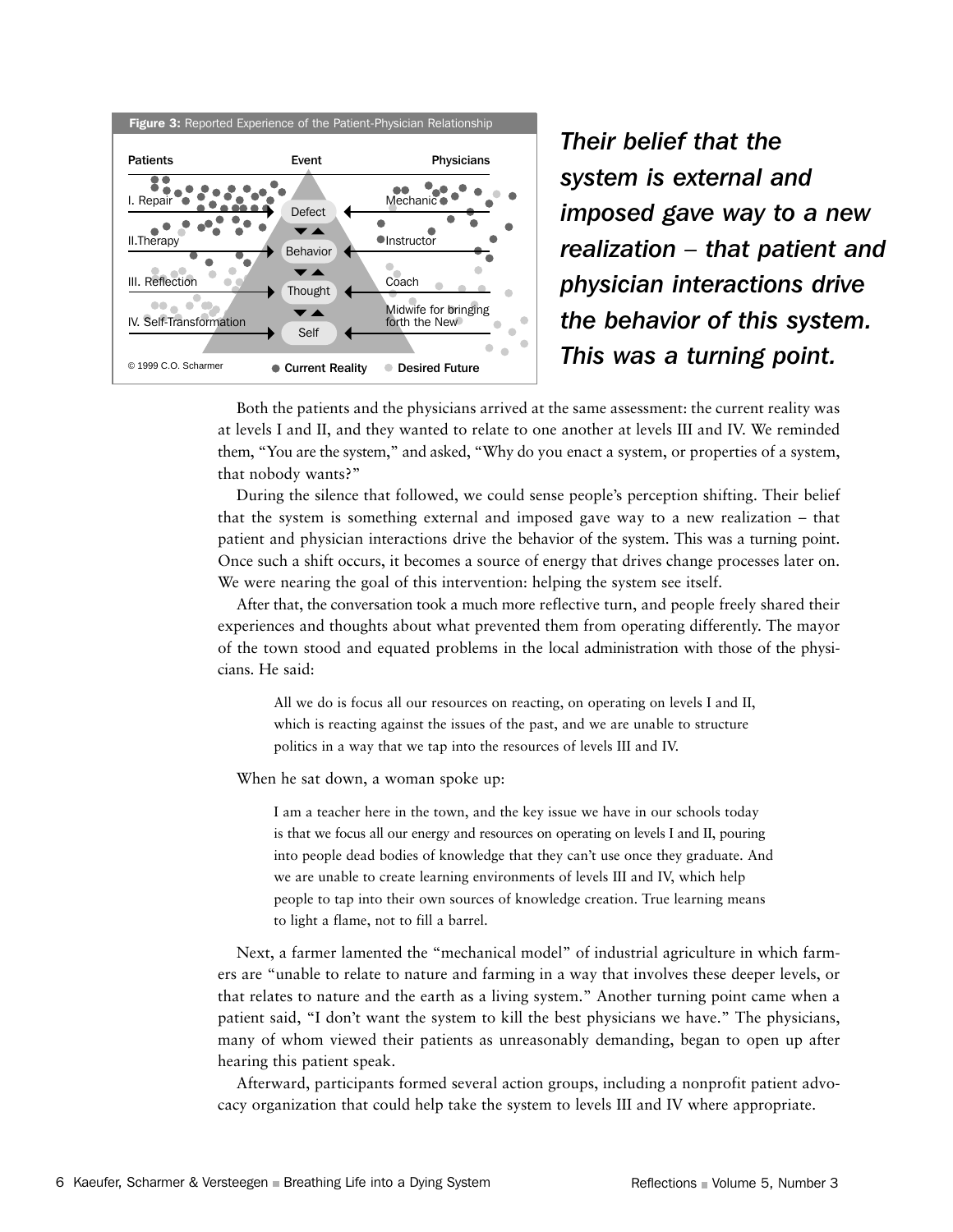**Figure 3:** Reported Experience of the Patient-Physician Relationship

| Patients | Event | Physicians |
|---|---|---|
| I. Repair | Defect | Mechanic |
| II. Therapy | Behavior | Instructor |
| III. Reflection | Thought | Coach |
| IV. Self-Transformation | Self | Midwife for bringing forth the New |

© 1999 C.O. Scharmer — ● Current Reality ● Desired Future

***Their belief that the system is external and imposed gave way to a new realization – that patient and physician interactions drive the behavior of this system. This was a turning point.***

Both the patients and the physicians arrived at the same assessment: the current reality was at levels I and II, and they wanted to relate to one another at levels III and IV. We reminded them, "You are the system," and asked, "Why do you enact a system, or properties of a system, that nobody wants?"

During the silence that followed, we could sense people's perception shifting. Their belief that the system is something external and imposed gave way to a new realization – that patient and physician interactions drive the behavior of the system. This was a turning point. Once such a shift occurs, it becomes a source of energy that drives change processes later on. We were nearing the goal of this intervention: helping the system see itself.

After that, the conversation took a much more reflective turn, and people freely shared their experiences and thoughts about what prevented them from operating differently. The mayor of the town stood and equated problems in the local administration with those of the physicians. He said:

> All we do is focus all our resources on reacting, on operating on levels I and II, which is reacting against the issues of the past, and we are unable to structure politics in a way that we tap into the resources of levels III and IV.

When he sat down, a woman spoke up:

> I am a teacher here in the town, and the key issue we have in our schools today is that we focus all our energy and resources on operating on levels I and II, pouring into people dead bodies of knowledge that they can't use once they graduate. And we are unable to create learning environments of levels III and IV, which help people to tap into their own sources of knowledge creation. True learning means to light a flame, not to fill a barrel.

Next, a farmer lamented the "mechanical model" of industrial agriculture in which farmers are "unable to relate to nature and farming in a way that involves these deeper levels, or that relates to nature and the earth as a living system." Another turning point came when a patient said, "I don't want the system to kill the best physicians we have." The physicians, many of whom viewed their patients as unreasonably demanding, began to open up after hearing this patient speak.

Afterward, participants formed several action groups, including a nonprofit patient advocacy organization that could help take the system to levels III and IV where appropriate.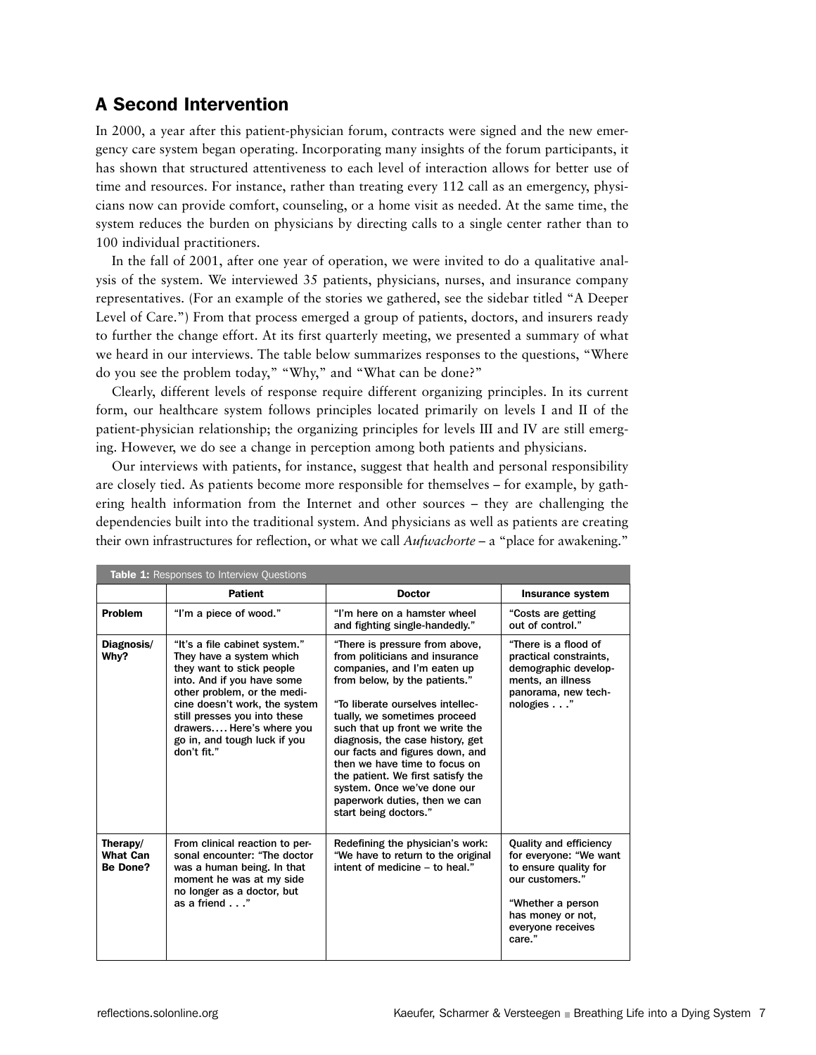## A Second Intervention

In 2000, a year after this patient-physician forum, contracts were signed and the new emergency care system began operating. Incorporating many insights of the forum participants, it has shown that structured attentiveness to each level of interaction allows for better use of time and resources. For instance, rather than treating every 112 call as an emergency, physicians now can provide comfort, counseling, or a home visit as needed. At the same time, the system reduces the burden on physicians by directing calls to a single center rather than to 100 individual practitioners.

In the fall of 2001, after one year of operation, we were invited to do a qualitative analysis of the system. We interviewed 35 patients, physicians, nurses, and insurance company representatives. (For an example of the stories we gathered, see the sidebar titled "A Deeper Level of Care.") From that process emerged a group of patients, doctors, and insurers ready to further the change effort. At its first quarterly meeting, we presented a summary of what we heard in our interviews. The table below summarizes responses to the questions, "Where do you see the problem today," "Why," and "What can be done?"

Clearly, different levels of response require different organizing principles. In its current form, our healthcare system follows principles located primarily on levels I and II of the patient-physician relationship; the organizing principles for levels III and IV are still emerging. However, we do see a change in perception among both patients and physicians.

Our interviews with patients, for instance, suggest that health and personal responsibility are closely tied. As patients become more responsible for themselves – for example, by gathering health information from the Internet and other sources – they are challenging the dependencies built into the traditional system. And physicians as well as patients are creating their own infrastructures for reflection, or what we call *Aufwachorte* – a "place for awakening."

**Table 1:** Responses to Interview Questions

| | Patient | Doctor | Insurance system |
|---|---|---|---|
| **Problem** | "I'm a piece of wood." | "I'm here on a hamster wheel and fighting single-handedly." | "Costs are getting out of control." |
| **Diagnosis/ Why?** | "It's a file cabinet system." They have a system which they want to stick people into. And if you have some other problem, or the medicine doesn't work, the system still presses you into these drawers.... Here's where you go in, and tough luck if you don't fit." | "There is pressure from above, from politicians and insurance companies, and I'm eaten up from below, by the patients."<br><br>"To liberate ourselves intellectually, we sometimes proceed such that up front we write the diagnosis, the case history, get our facts and figures down, and then we have time to focus on the patient. We first satisfy the system. Once we've done our paperwork duties, then we can start being doctors." | "There is a flood of practical constraints, demographic developments, an illness panorama, new technologies . . ." |
| **Therapy/ What Can Be Done?** | From clinical reaction to personal encounter: "The doctor was a human being. In that moment he was at my side no longer as a doctor, but as a friend . . ." | Redefining the physician's work: "We have to return to the original intent of medicine – to heal." | Quality and efficiency for everyone: "We want to ensure quality for our customers."<br><br>"Whether a person has money or not, everyone receives care." |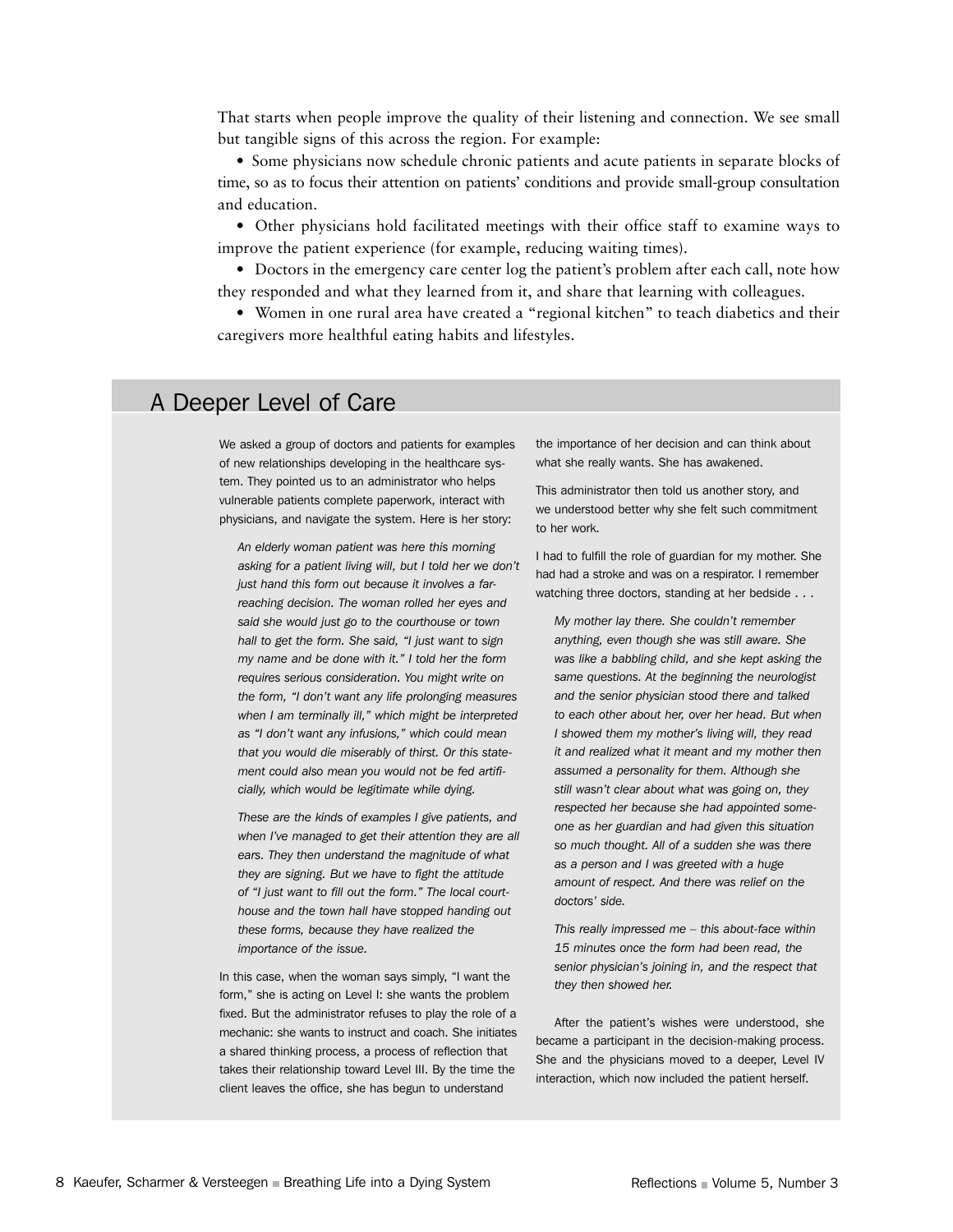That starts when people improve the quality of their listening and connection. We see small but tangible signs of this across the region. For example:

- Some physicians now schedule chronic patients and acute patients in separate blocks of time, so as to focus their attention on patients' conditions and provide small-group consultation and education.
- Other physicians hold facilitated meetings with their office staff to examine ways to improve the patient experience (for example, reducing waiting times).
- Doctors in the emergency care center log the patient's problem after each call, note how they responded and what they learned from it, and share that learning with colleagues.
- Women in one rural area have created a "regional kitchen" to teach diabetics and their caregivers more healthful eating habits and lifestyles.

## A Deeper Level of Care

We asked a group of doctors and patients for examples of new relationships developing in the healthcare system. They pointed us to an administrator who helps vulnerable patients complete paperwork, interact with physicians, and navigate the system. Here is her story:

> *An elderly woman patient was here this morning asking for a patient living will, but I told her we don't just hand this form out because it involves a far-reaching decision. The woman rolled her eyes and said she would just go to the courthouse or town hall to get the form. She said, "I just want to sign my name and be done with it." I told her the form requires serious consideration. You might write on the form, "I don't want any life prolonging measures when I am terminally ill," which might be interpreted as "I don't want any infusions," which could mean that you would die miserably of thirst. Or this statement could also mean you would not be fed artificially, which would be legitimate while dying.*
>
> *These are the kinds of examples I give patients, and when I've managed to get their attention they are all ears. They then understand the magnitude of what they are signing. But we have to fight the attitude of "I just want to fill out the form." The local courthouse and the town hall have stopped handing out these forms, because they have realized the importance of the issue.*

In this case, when the woman says simply, "I want the form," she is acting on Level I: she wants the problem fixed. But the administrator refuses to play the role of a mechanic: she wants to instruct and coach. She initiates a shared thinking process, a process of reflection that takes their relationship toward Level III. By the time the client leaves the office, she has begun to understand the importance of her decision and can think about what she really wants. She has awakened.

This administrator then told us another story, and we understood better why she felt such commitment to her work.

I had to fulfill the role of guardian for my mother. She had had a stroke and was on a respirator. I remember watching three doctors, standing at her bedside . . .

> *My mother lay there. She couldn't remember anything, even though she was still aware. She was like a babbling child, and she kept asking the same questions. At the beginning the neurologist and the senior physician stood there and talked to each other about her, over her head. But when I showed them my mother's living will, they read it and realized what it meant and my mother then assumed a personality for them. Although she still wasn't clear about what was going on, they respected her because she had appointed someone as her guardian and had given this situation so much thought. All of a sudden she was there as a person and I was greeted with a huge amount of respect. And there was relief on the doctors' side.*
>
> *This really impressed me – this about-face within 15 minutes once the form had been read, the senior physician's joining in, and the respect that they then showed her.*

After the patient's wishes were understood, she became a participant in the decision-making process. She and the physicians moved to a deeper, Level IV interaction, which now included the patient herself.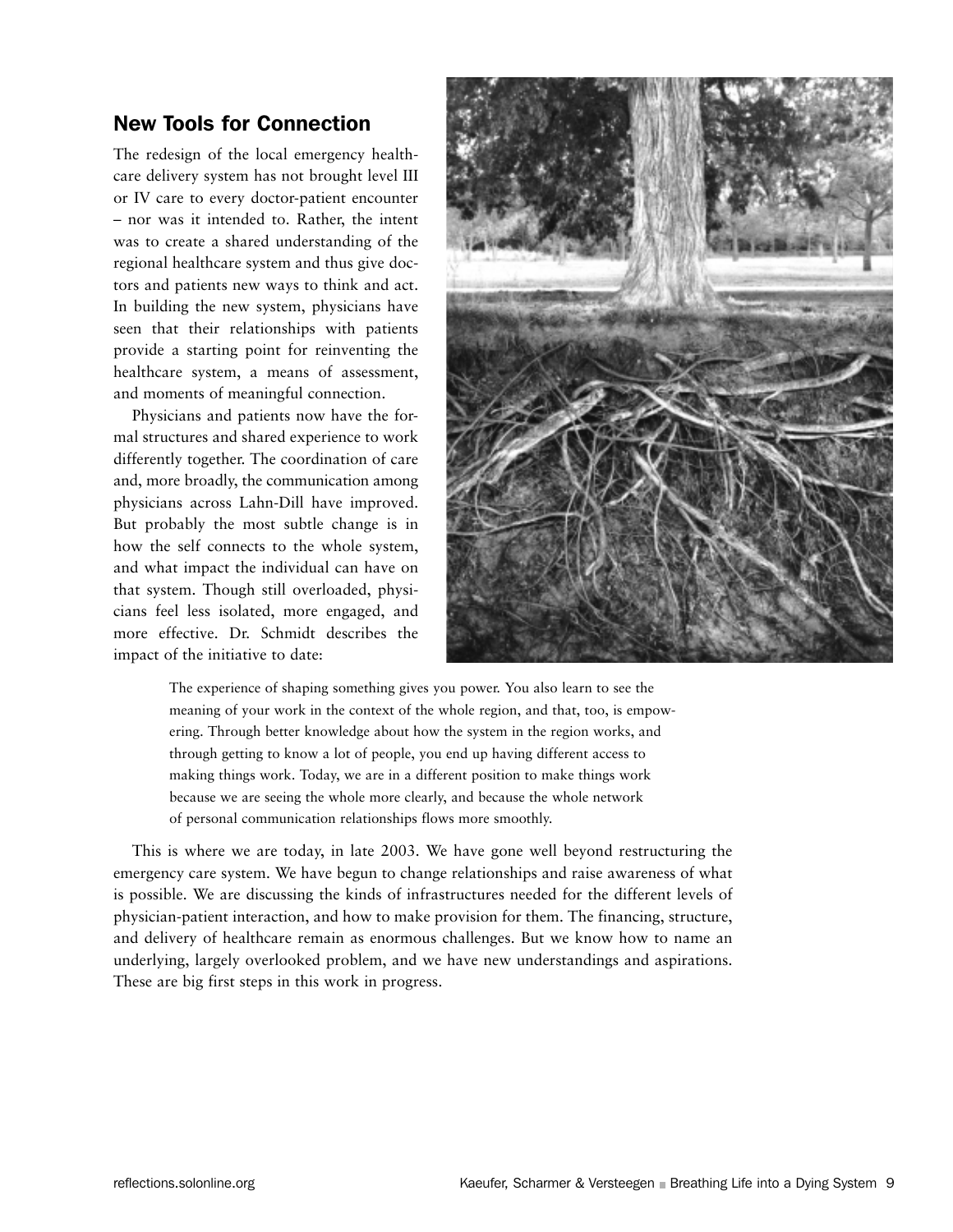## New Tools for Connection

The redesign of the local emergency healthcare delivery system has not brought level III or IV care to every doctor-patient encounter – nor was it intended to. Rather, the intent was to create a shared understanding of the regional healthcare system and thus give doctors and patients new ways to think and act. In building the new system, physicians have seen that their relationships with patients provide a starting point for reinventing the healthcare system, a means of assessment, and moments of meaningful connection.

Physicians and patients now have the formal structures and shared experience to work differently together. The coordination of care and, more broadly, the communication among physicians across Lahn-Dill have improved. But probably the most subtle change is in how the self connects to the whole system, and what impact the individual can have on that system. Though still overloaded, physicians feel less isolated, more engaged, and more effective. Dr. Schmidt describes the impact of the initiative to date:

> The experience of shaping something gives you power. You also learn to see the meaning of your work in the context of the whole region, and that, too, is empowering. Through better knowledge about how the system in the region works, and through getting to know a lot of people, you end up having different access to making things work. Today, we are in a different position to make things work because we are seeing the whole more clearly, and because the whole network of personal communication relationships flows more smoothly.

This is where we are today, in late 2003. We have gone well beyond restructuring the emergency care system. We have begun to change relationships and raise awareness of what is possible. We are discussing the kinds of infrastructures needed for the different levels of physician-patient interaction, and how to make provision for them. The financing, structure, and delivery of healthcare remain as enormous challenges. But we know how to name an underlying, largely overlooked problem, and we have new understandings and aspirations. These are big first steps in this work in progress.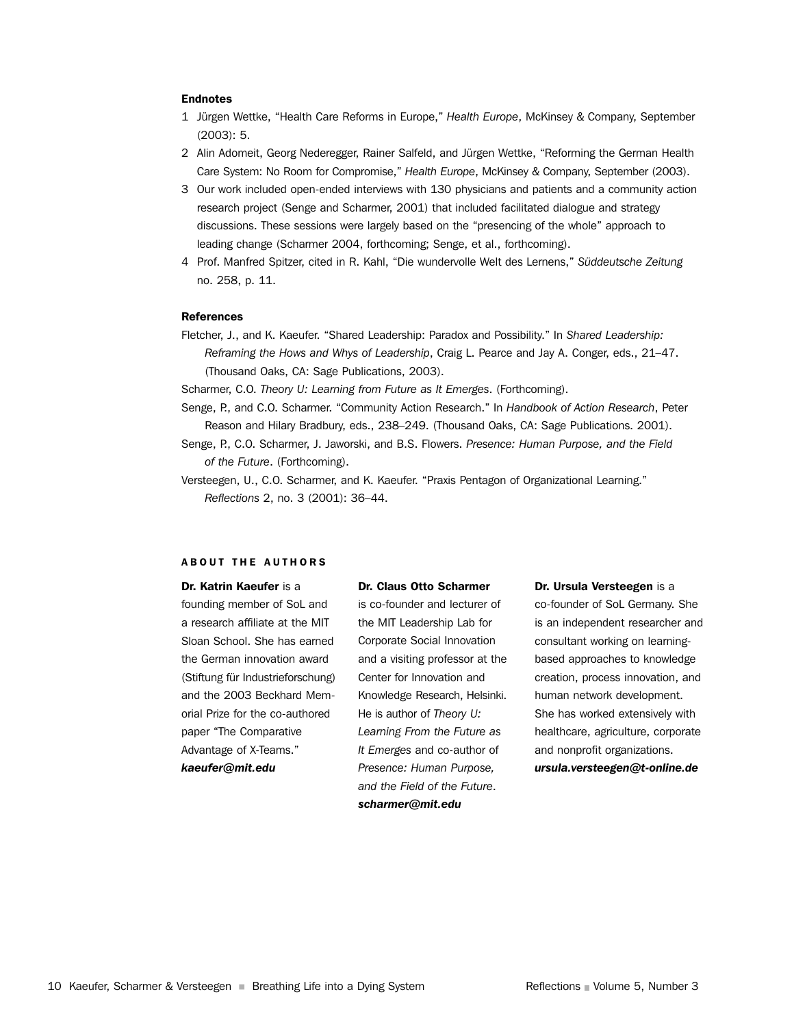#### Endnotes

1. Jürgen Wettke, "Health Care Reforms in Europe," *Health Europe*, McKinsey & Company, September (2003): 5.
2. Alin Adomeit, Georg Nederegger, Rainer Salfeld, and Jürgen Wettke, "Reforming the German Health Care System: No Room for Compromise," *Health Europe*, McKinsey & Company, September (2003).
3. Our work included open-ended interviews with 130 physicians and patients and a community action research project (Senge and Scharmer, 2001) that included facilitated dialogue and strategy discussions. These sessions were largely based on the "presencing of the whole" approach to leading change (Scharmer 2004, forthcoming; Senge, et al., forthcoming).
4. Prof. Manfred Spitzer, cited in R. Kahl, "Die wundervolle Welt des Lernens," *Süddeutsche Zeitung* no. 258, p. 11.

#### References

Fletcher, J., and K. Kaeufer. "Shared Leadership: Paradox and Possibility." In *Shared Leadership: Reframing the Hows and Whys of Leadership*, Craig L. Pearce and Jay A. Conger, eds., 21–47. (Thousand Oaks, CA: Sage Publications, 2003).

Scharmer, C.O. *Theory U: Learning from Future as It Emerges*. (Forthcoming).

Senge, P., and C.O. Scharmer. "Community Action Research." In *Handbook of Action Research*, Peter Reason and Hilary Bradbury, eds., 238–249. (Thousand Oaks, CA: Sage Publications. 2001).

Senge, P., C.O. Scharmer, J. Jaworski, and B.S. Flowers. *Presence: Human Purpose, and the Field of the Future*. (Forthcoming).

Versteegen, U., C.O. Scharmer, and K. Kaeufer. "Praxis Pentagon of Organizational Learning." *Reflections* 2, no. 3 (2001): 36–44.

#### ABOUT THE AUTHORS

**Dr. Katrin Kaeufer** is a founding member of SoL and a research affiliate at the MIT Sloan School. She has earned the German innovation award (Stiftung für Industrieforschung) and the 2003 Beckhard Memorial Prize for the co-authored paper "The Comparative Advantage of X-Teams." ***kaeufer@mit.edu***

**Dr. Claus Otto Scharmer** is co-founder and lecturer of the MIT Leadership Lab for Corporate Social Innovation and a visiting professor at the Center for Innovation and Knowledge Research, Helsinki. He is author of *Theory U: Learning From the Future as It Emerges* and co-author of *Presence: Human Purpose, and the Field of the Future*. ***scharmer@mit.edu***

**Dr. Ursula Versteegen** is a co-founder of SoL Germany. She is an independent researcher and consultant working on learning-based approaches to knowledge creation, process innovation, and human network development. She has worked extensively with healthcare, agriculture, corporate and nonprofit organizations. ***ursula.versteegen@t-online.de***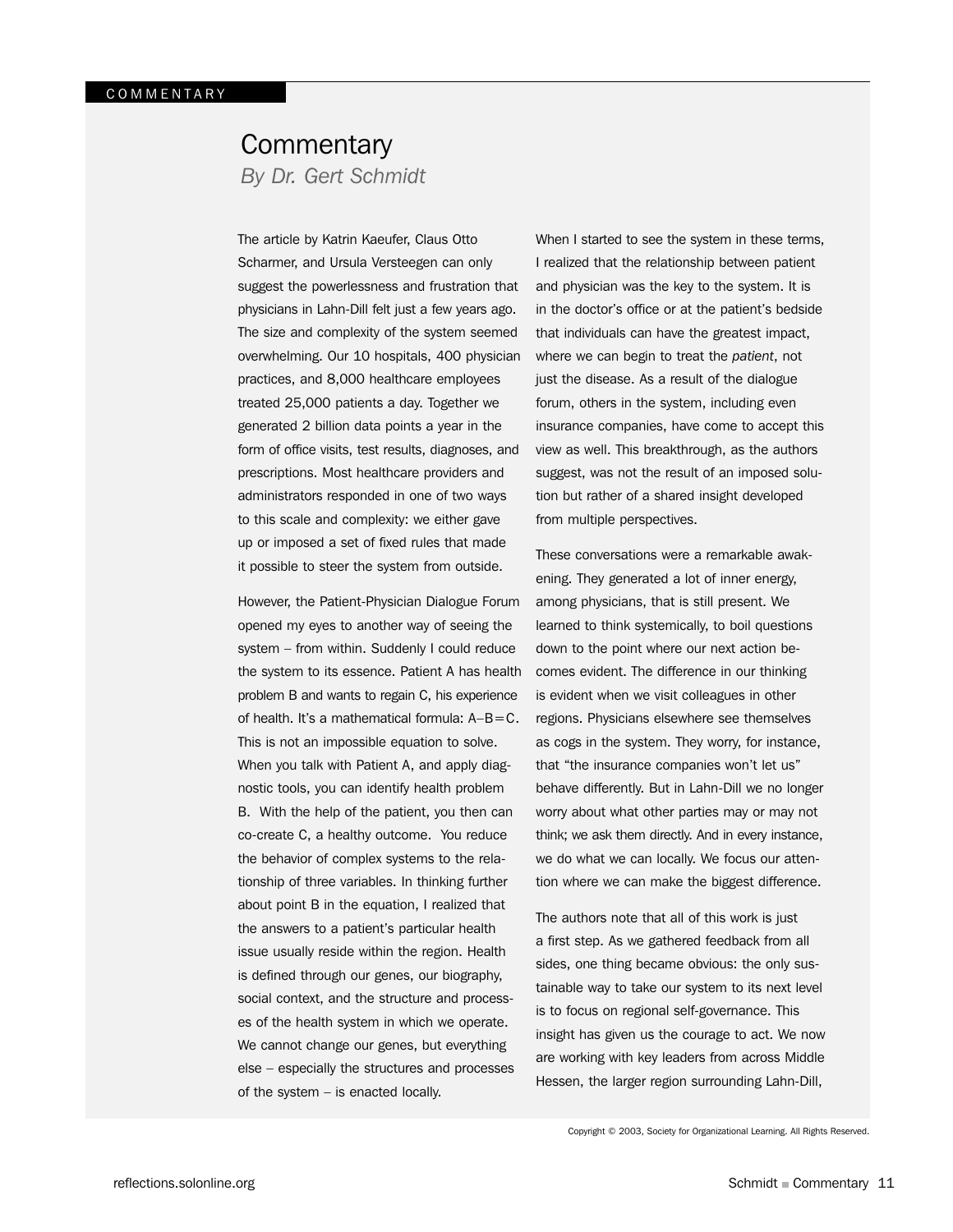# Commentary

*By Dr. Gert Schmidt*

The article by Katrin Kaeufer, Claus Otto Scharmer, and Ursula Versteegen can only suggest the powerlessness and frustration that physicians in Lahn-Dill felt just a few years ago. The size and complexity of the system seemed overwhelming. Our 10 hospitals, 400 physician practices, and 8,000 healthcare employees treated 25,000 patients a day. Together we generated 2 billion data points a year in the form of office visits, test results, diagnoses, and prescriptions. Most healthcare providers and administrators responded in one of two ways to this scale and complexity: we either gave up or imposed a set of fixed rules that made it possible to steer the system from outside.

However, the Patient-Physician Dialogue Forum opened my eyes to another way of seeing the system – from within. Suddenly I could reduce the system to its essence. Patient A has health problem B and wants to regain C, his experience of health. It's a mathematical formula: $A–B=C$. This is not an impossible equation to solve. When you talk with Patient A, and apply diagnostic tools, you can identify health problem B. With the help of the patient, you then can co-create C, a healthy outcome. You reduce the behavior of complex systems to the relationship of three variables. In thinking further about point B in the equation, I realized that the answers to a patient's particular health issue usually reside within the region. Health is defined through our genes, our biography, social context, and the structure and processes of the health system in which we operate. We cannot change our genes, but everything else – especially the structures and processes of the system – is enacted locally.

When I started to see the system in these terms, I realized that the relationship between patient and physician was the key to the system. It is in the doctor's office or at the patient's bedside that individuals can have the greatest impact, where we can begin to treat the *patient*, not just the disease. As a result of the dialogue forum, others in the system, including even insurance companies, have come to accept this view as well. This breakthrough, as the authors suggest, was not the result of an imposed solution but rather of a shared insight developed from multiple perspectives.

These conversations were a remarkable awakening. They generated a lot of inner energy, among physicians, that is still present. We learned to think systemically, to boil questions down to the point where our next action becomes evident. The difference in our thinking is evident when we visit colleagues in other regions. Physicians elsewhere see themselves as cogs in the system. They worry, for instance, that "the insurance companies won't let us" behave differently. But in Lahn-Dill we no longer worry about what other parties may or may not think; we ask them directly. And in every instance, we do what we can locally. We focus our attention where we can make the biggest difference.

The authors note that all of this work is just a first step. As we gathered feedback from all sides, one thing became obvious: the only sustainable way to take our system to its next level is to focus on regional self-governance. This insight has given us the courage to act. We now are working with key leaders from across Middle Hessen, the larger region surrounding Lahn-Dill,

Copyright © 2003, Society for Organizational Learning. All Rights Reserved.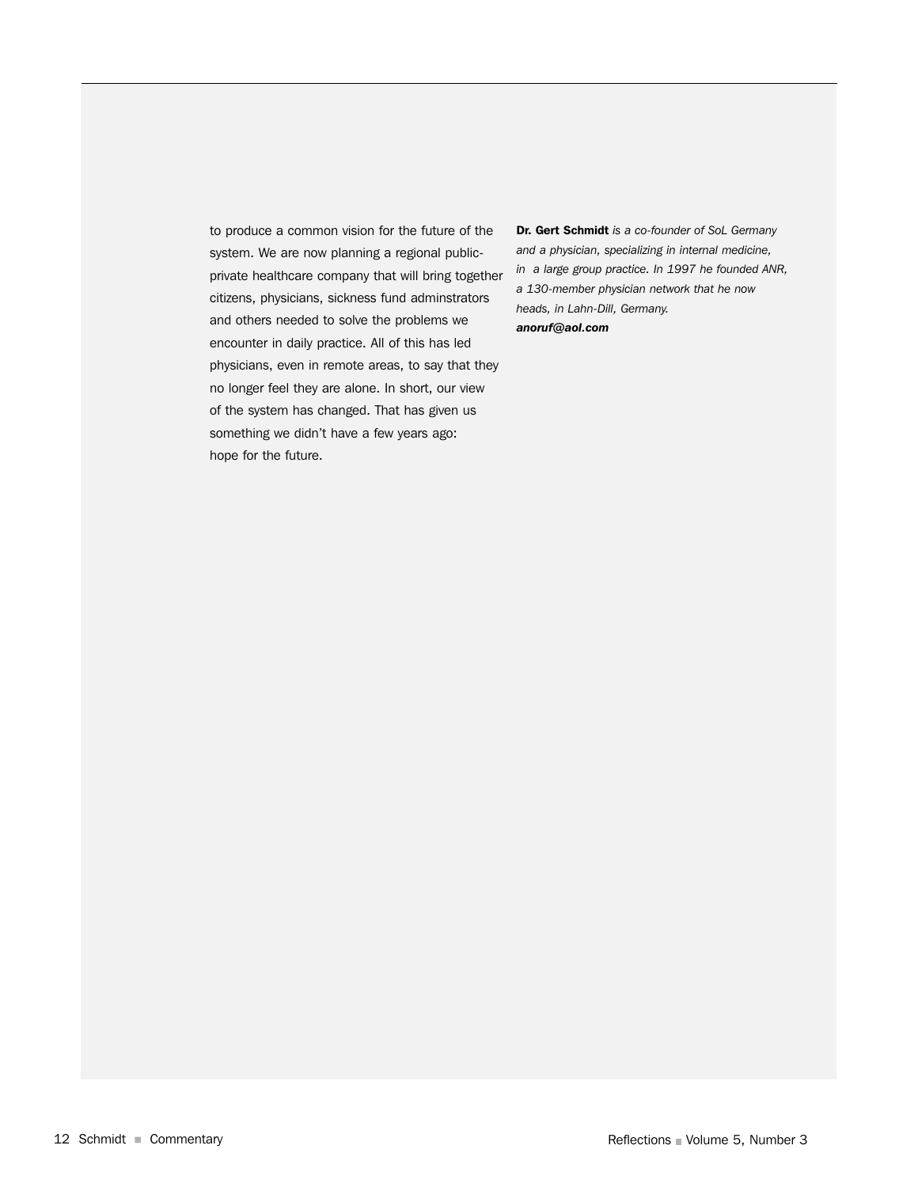to produce a common vision for the future of the system. We are now planning a regional public-private healthcare company that will bring together citizens, physicians, sickness fund adminstrators and others needed to solve the problems we encounter in daily practice. All of this has led physicians, even in remote areas, to say that they no longer feel they are alone. In short, our view of the system has changed. That has given us something we didn't have a few years ago: hope for the future.

**Dr. Gert Schmidt** *is a co-founder of SoL Germany and a physician, specializing in internal medicine, in a large group practice. In 1997 he founded ANR, a 130-member physician network that he now heads, in Lahn-Dill, Germany.*
***anoruf@aol.com***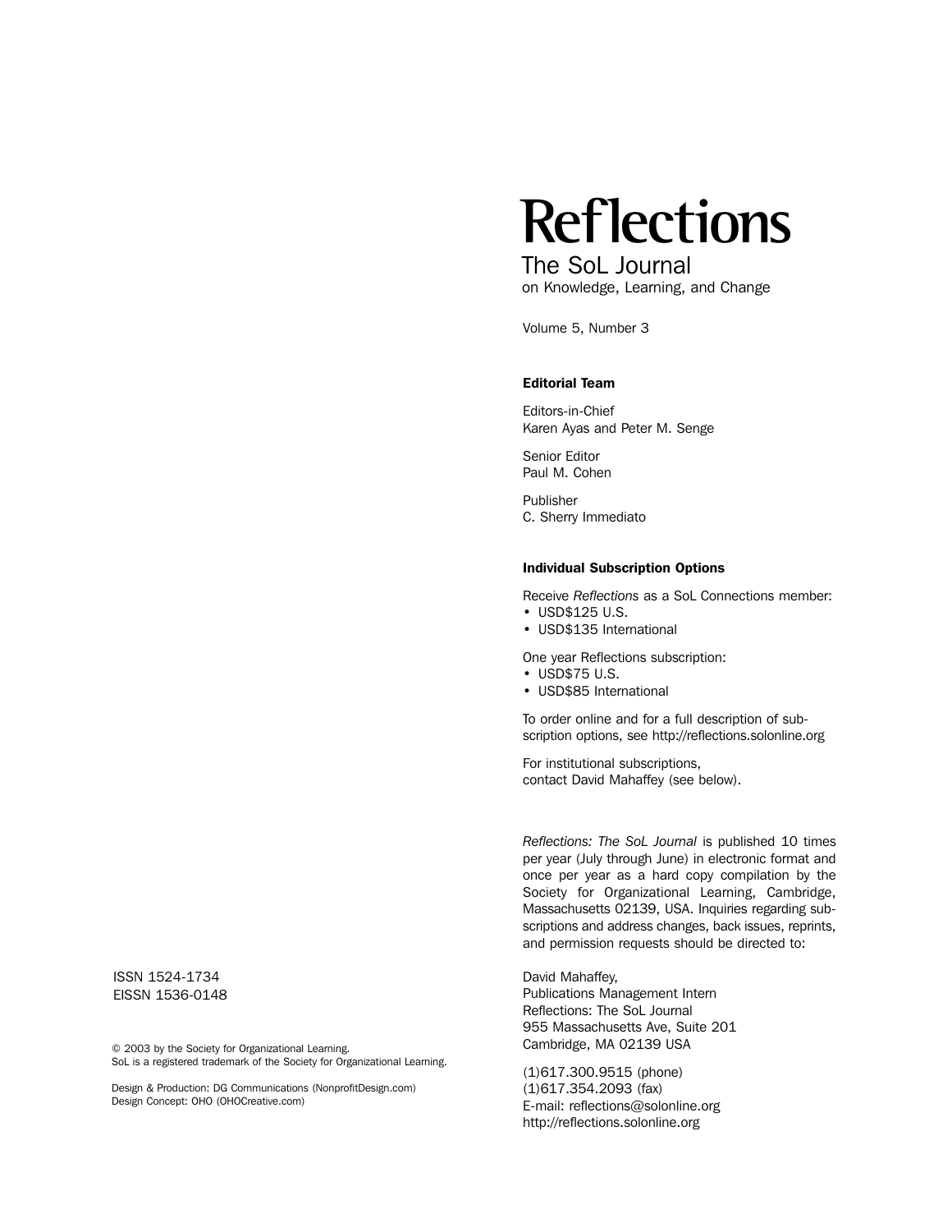# Reflections

## The SoL Journal

on Knowledge, Learning, and Change

Volume 5, Number 3

**Editorial Team**

Editors-in-Chief
Karen Ayas and Peter M. Senge

Senior Editor
Paul M. Cohen

Publisher
C. Sherry Immediato

**Individual Subscription Options**

Receive *Reflections* as a SoL Connections member:

- USD$125 U.S.
- USD$135 International

One year Reflections subscription:

- USD$75 U.S.
- USD$85 International

To order online and for a full description of subscription options, see http://reflections.solonline.org

For institutional subscriptions, contact David Mahaffey (see below).

*Reflections: The SoL Journal* is published 10 times per year (July through June) in electronic format and once per year as a hard copy compilation by the Society for Organizational Learning, Cambridge, Massachusetts 02139, USA. Inquiries regarding subscriptions and address changes, back issues, reprints, and permission requests should be directed to:

David Mahaffey,
Publications Management Intern
Reflections: The SoL Journal
955 Massachusetts Ave, Suite 201
Cambridge, MA 02139 USA

(1)617.300.9515 (phone)
(1)617.354.2093 (fax)
E-mail: reflections@solonline.org
http://reflections.solonline.org

ISSN 1524-1734
EISSN 1536-0148

© 2003 by the Society for Organizational Learning.
SoL is a registered trademark of the Society for Organizational Learning.

Design & Production: DG Communications (NonprofitDesign.com)
Design Concept: OHO (OHOCreative.com)